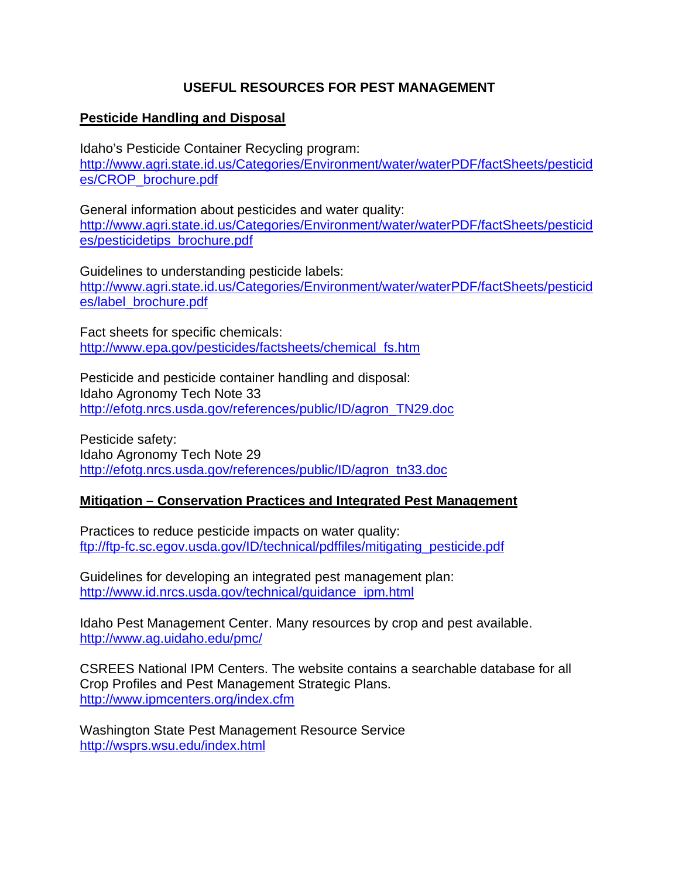# USEFUL RESOURCES FOR PEST MANAGEMENT

## Pesticide Handling and Disposal

Idaho's Pesticide Container Recycling program:
http://www.agri.state.id.us/Categories/Environment/water/waterPDF/factSheets/pesticides/CROP_brochure.pdf

General information about pesticides and water quality:
http://www.agri.state.id.us/Categories/Environment/water/waterPDF/factSheets/pesticides/pesticidetips_brochure.pdf

Guidelines to understanding pesticide labels:
http://www.agri.state.id.us/Categories/Environment/water/waterPDF/factSheets/pesticides/label_brochure.pdf

Fact sheets for specific chemicals:
http://www.epa.gov/pesticides/factsheets/chemical_fs.htm

Pesticide and pesticide container handling and disposal:
Idaho Agronomy Tech Note 33
http://efotg.nrcs.usda.gov/references/public/ID/agron_TN29.doc

Pesticide safety:
Idaho Agronomy Tech Note 29
http://efotg.nrcs.usda.gov/references/public/ID/agron_tn33.doc

## Mitigation – Conservation Practices and Integrated Pest Management

Practices to reduce pesticide impacts on water quality:
ftp://ftp-fc.sc.egov.usda.gov/ID/technical/pdffiles/mitigating_pesticide.pdf

Guidelines for developing an integrated pest management plan:
http://www.id.nrcs.usda.gov/technical/guidance_ipm.html

Idaho Pest Management Center. Many resources by crop and pest available.
http://www.ag.uidaho.edu/pmc/

CSREES National IPM Centers. The website contains a searchable database for all Crop Profiles and Pest Management Strategic Plans.
http://www.ipmcenters.org/index.cfm

Washington State Pest Management Resource Service
http://wsprs.wsu.edu/index.html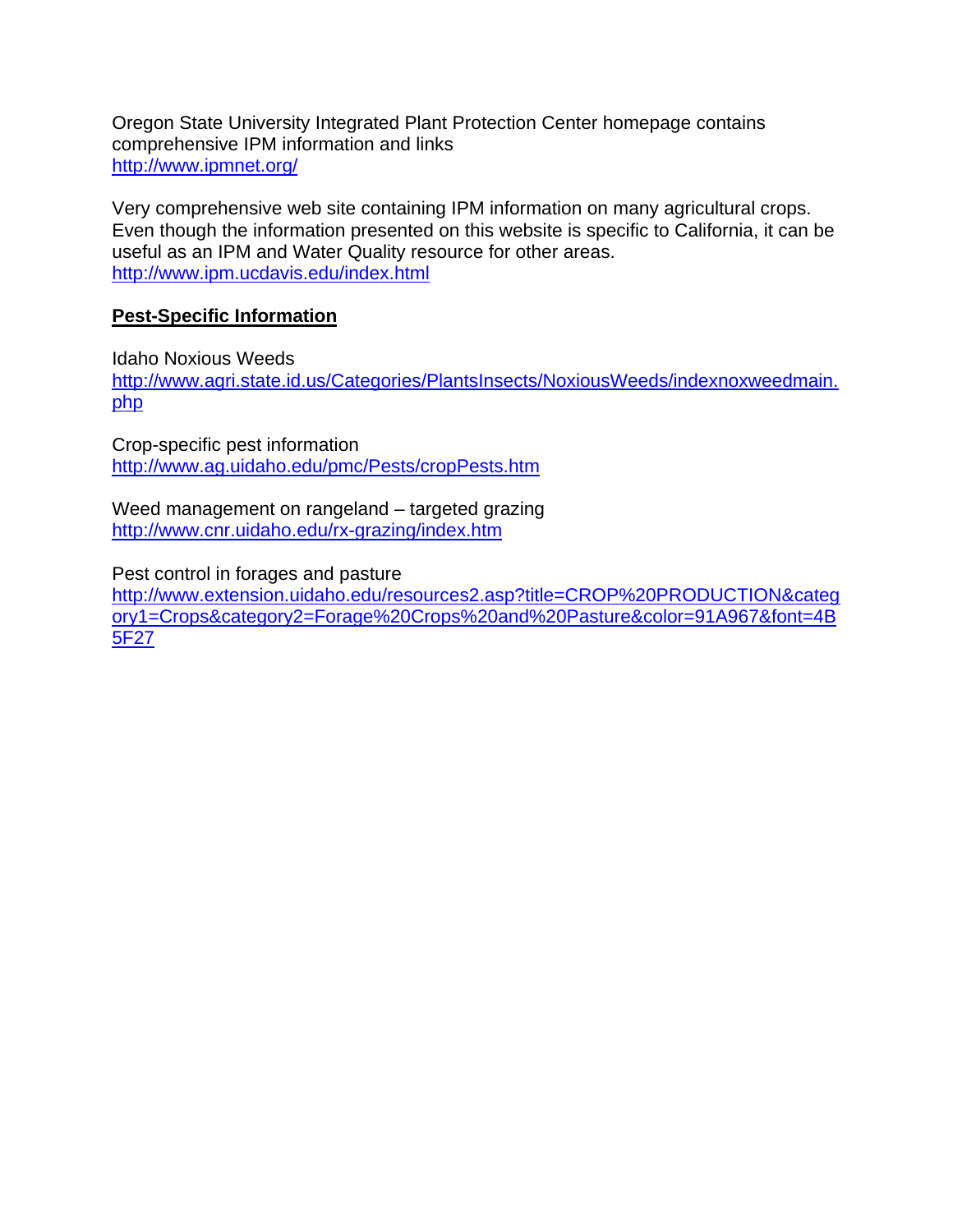Oregon State University Integrated Plant Protection Center homepage contains comprehensive IPM information and links
http://www.ipmnet.org/

Very comprehensive web site containing IPM information on many agricultural crops. Even though the information presented on this website is specific to California, it can be useful as an IPM and Water Quality resource for other areas.
http://www.ipm.ucdavis.edu/index.html

**Pest-Specific Information**

Idaho Noxious Weeds
http://www.agri.state.id.us/Categories/PlantsInsects/NoxiousWeeds/indexnoxweedmain.php

Crop-specific pest information
http://www.ag.uidaho.edu/pmc/Pests/cropPests.htm

Weed management on rangeland – targeted grazing
http://www.cnr.uidaho.edu/rx-grazing/index.htm

Pest control in forages and pasture
http://www.extension.uidaho.edu/resources2.asp?title=CROP%20PRODUCTION&category1=Crops&category2=Forage%20Crops%20and%20Pasture&color=91A967&font=4B5F27